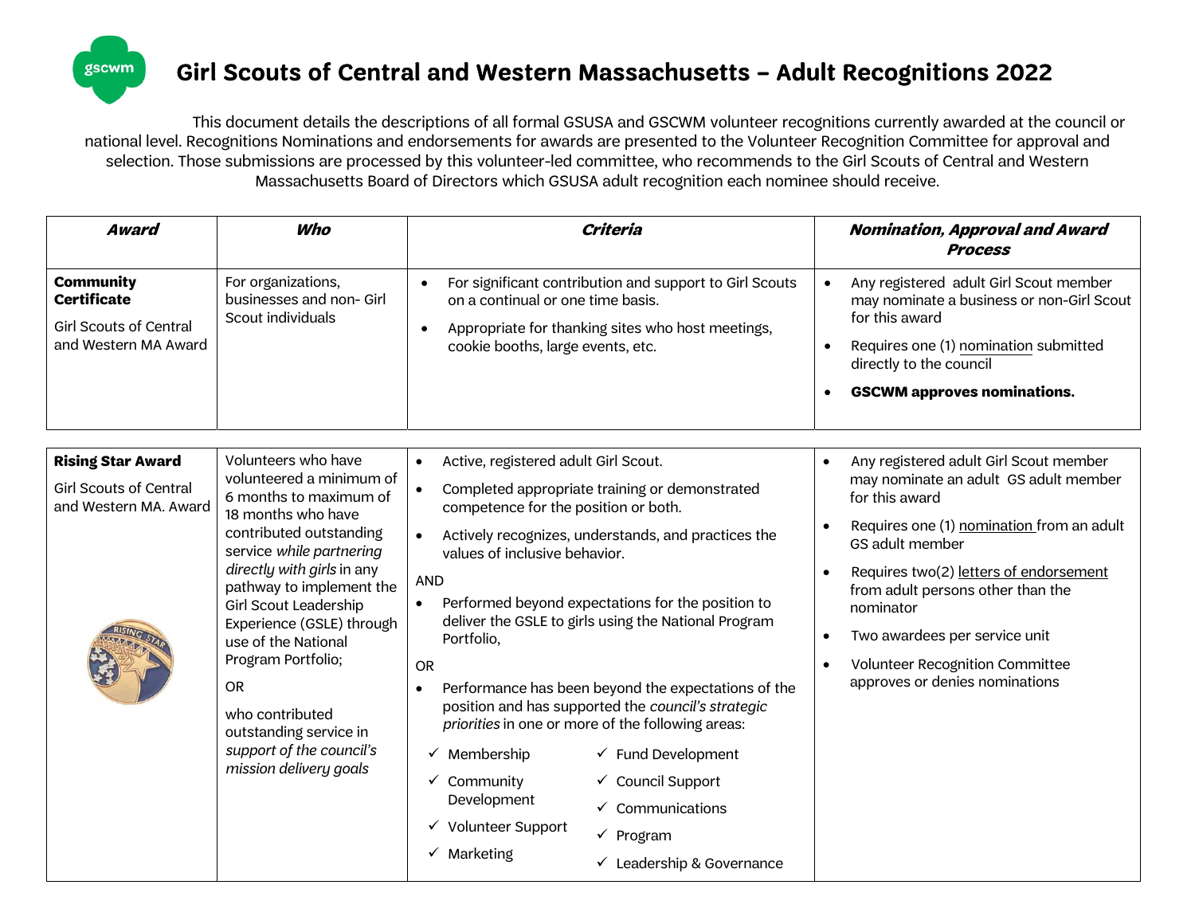# Girl Scouts of Central and Western Massachusetts – Adult Recognitions 2022

This document details the descriptions of all formal GSUSA and GSCWM volunteer recognitions currently awarded at the council or national level. Recognitions Nominations and endorsements for awards are presented to the Volunteer Recognition Committee for approval and selection. Those submissions are processed by this volunteer-led committee, who recommends to the Girl Scouts of Central and Western Massachusetts Board of Directors which GSUSA adult recognition each nominee should receive.

| ***Award*** | ***Who*** | ***Criteria*** | ***Nomination, Approval and Award Process*** |
|---|---|---|---|
| **Community Certificate**<br><br>Girl Scouts of Central and Western MA Award | For organizations, businesses and non- Girl Scout individuals | • For significant contribution and support to Girl Scouts on a continual or one time basis.<br>• Appropriate for thanking sites who host meetings, cookie booths, large events, etc. | • Any registered adult Girl Scout member may nominate a business or non-Girl Scout for this award<br>• Requires one (1) nomination submitted directly to the council<br>• **GSCWM approves nominations.** |
| **Rising Star Award**<br><br>Girl Scouts of Central and Western MA. Award | Volunteers who have volunteered a minimum of 6 months to maximum of 18 months who have contributed outstanding service *while partnering directly with girls* in any pathway to implement the Girl Scout Leadership Experience (GSLE) through use of the National Program Portfolio;<br><br>OR<br><br>who contributed outstanding service in *support of the council's mission delivery goals* | • Active, registered adult Girl Scout.<br>• Completed appropriate training or demonstrated competence for the position or both.<br>• Actively recognizes, understands, and practices the values of inclusive behavior.<br><br>AND<br><br>• Performed beyond expectations for the position to deliver the GSLE to girls using the National Program Portfolio,<br><br>OR<br><br>• Performance has been beyond the expectations of the position and has supported the *council's strategic priorities* in one or more of the following areas:<br>✓ Membership<br>✓ Community Development<br>✓ Volunteer Support<br>✓ Marketing<br>✓ Fund Development<br>✓ Council Support<br>✓ Communications<br>✓ Program<br>✓ Leadership & Governance | • Any registered adult Girl Scout member may nominate an adult GS adult member for this award<br>• Requires one (1) nomination from an adult GS adult member<br>• Requires two(2) letters of endorsement from adult persons other than the nominator<br>• Two awardees per service unit<br>• Volunteer Recognition Committee approves or denies nominations |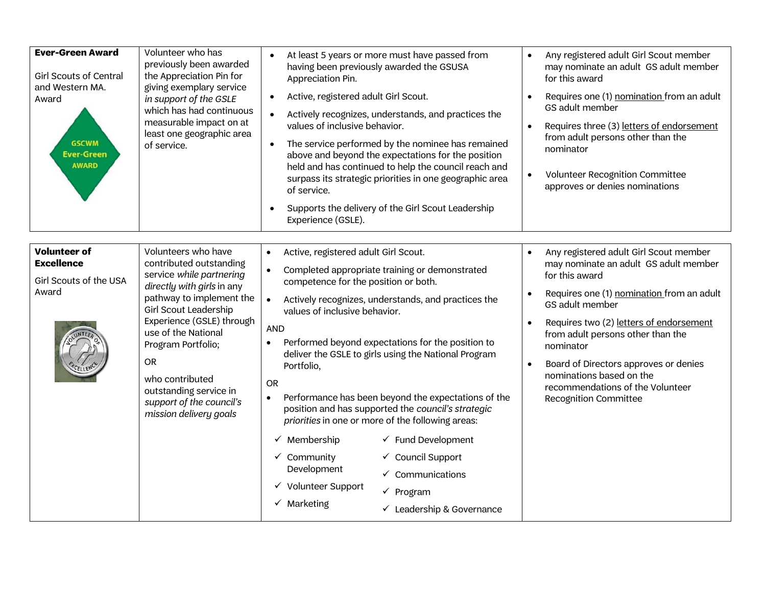| | | | |
|---|---|---|---|
| **Ever-Green Award**<br><br>Girl Scouts of Central and Western MA. Award<br><br>GSCWM Ever-Green AWARD | Volunteer who has previously been awarded the Appreciation Pin for giving exemplary service *in support of the GSLE* which has had continuous measurable impact on at least one geographic area of service. | • At least 5 years or more must have passed from having been previously awarded the GSUSA Appreciation Pin.<br>• Active, registered adult Girl Scout.<br>• Actively recognizes, understands, and practices the values of inclusive behavior.<br>• The service performed by the nominee has remained above and beyond the expectations for the position held and has continued to help the council reach and surpass its strategic priorities in one geographic area of service.<br>• Supports the delivery of the Girl Scout Leadership Experience (GSLE). | • Any registered adult Girl Scout member may nominate an adult GS adult member for this award<br>• Requires one (1) nomination from an adult GS adult member<br>• Requires three (3) letters of endorsement from adult persons other than the nominator<br>• Volunteer Recognition Committee approves or denies nominations |
| **Volunteer of Excellence**<br><br>Girl Scouts of the USA Award | Volunteers who have contributed outstanding service *while partnering directly with girls* in any pathway to implement the Girl Scout Leadership Experience (GSLE) through use of the National Program Portfolio;<br><br>OR<br><br>who contributed outstanding service in *support of the council's mission delivery goals* | • Active, registered adult Girl Scout.<br>• Completed appropriate training or demonstrated competence for the position or both.<br>• Actively recognizes, understands, and practices the values of inclusive behavior.<br><br>AND<br>• Performed beyond expectations for the position to deliver the GSLE to girls using the National Program Portfolio,<br><br>OR<br>• Performance has been beyond the expectations of the position and has supported the *council's strategic priorities* in one or more of the following areas:<br>✓ Membership<br>✓ Community Development<br>✓ Volunteer Support<br>✓ Marketing<br>✓ Fund Development<br>✓ Council Support<br>✓ Communications<br>✓ Program<br>✓ Leadership & Governance | • Any registered adult Girl Scout member may nominate an adult GS adult member for this award<br>• Requires one (1) nomination from an adult GS adult member<br>• Requires two (2) letters of endorsement from adult persons other than the nominator<br>• Board of Directors approves or denies nominations based on the recommendations of the Volunteer Recognition Committee |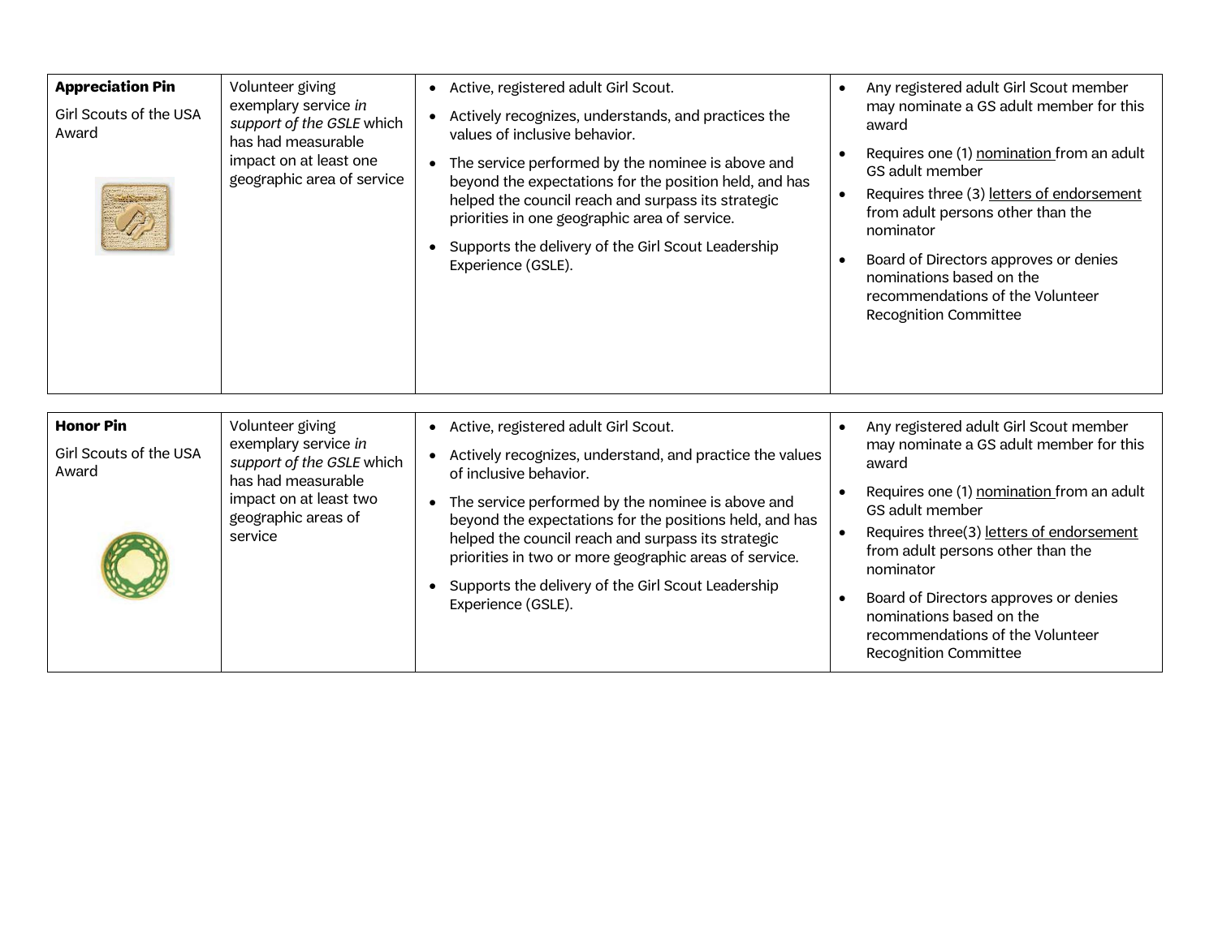| | | | |
|---|---|---|---|
| **Appreciation Pin**<br><br>Girl Scouts of the USA Award | Volunteer giving exemplary service *in support of the GSLE* which has had measurable impact on at least one geographic area of service | • Active, registered adult Girl Scout.<br>• Actively recognizes, understands, and practices the values of inclusive behavior.<br>• The service performed by the nominee is above and beyond the expectations for the position held, and has helped the council reach and surpass its strategic priorities in one geographic area of service.<br>• Supports the delivery of the Girl Scout Leadership Experience (GSLE). | • Any registered adult Girl Scout member may nominate a GS adult member for this award<br>• Requires one (1) nomination from an adult GS adult member<br>• Requires three (3) letters of endorsement from adult persons other than the nominator<br>• Board of Directors approves or denies nominations based on the recommendations of the Volunteer Recognition Committee |

| | | | |
|---|---|---|---|
| **Honor Pin**<br><br>Girl Scouts of the USA Award | Volunteer giving exemplary service *in support of the GSLE* which has had measurable impact on at least two geographic areas of service | • Active, registered adult Girl Scout.<br>• Actively recognizes, understand, and practice the values of inclusive behavior.<br>• The service performed by the nominee is above and beyond the expectations for the positions held, and has helped the council reach and surpass its strategic priorities in two or more geographic areas of service.<br>• Supports the delivery of the Girl Scout Leadership Experience (GSLE). | • Any registered adult Girl Scout member may nominate a GS adult member for this award<br>• Requires one (1) nomination from an adult GS adult member<br>• Requires three(3) letters of endorsement from adult persons other than the nominator<br>• Board of Directors approves or denies nominations based on the recommendations of the Volunteer Recognition Committee |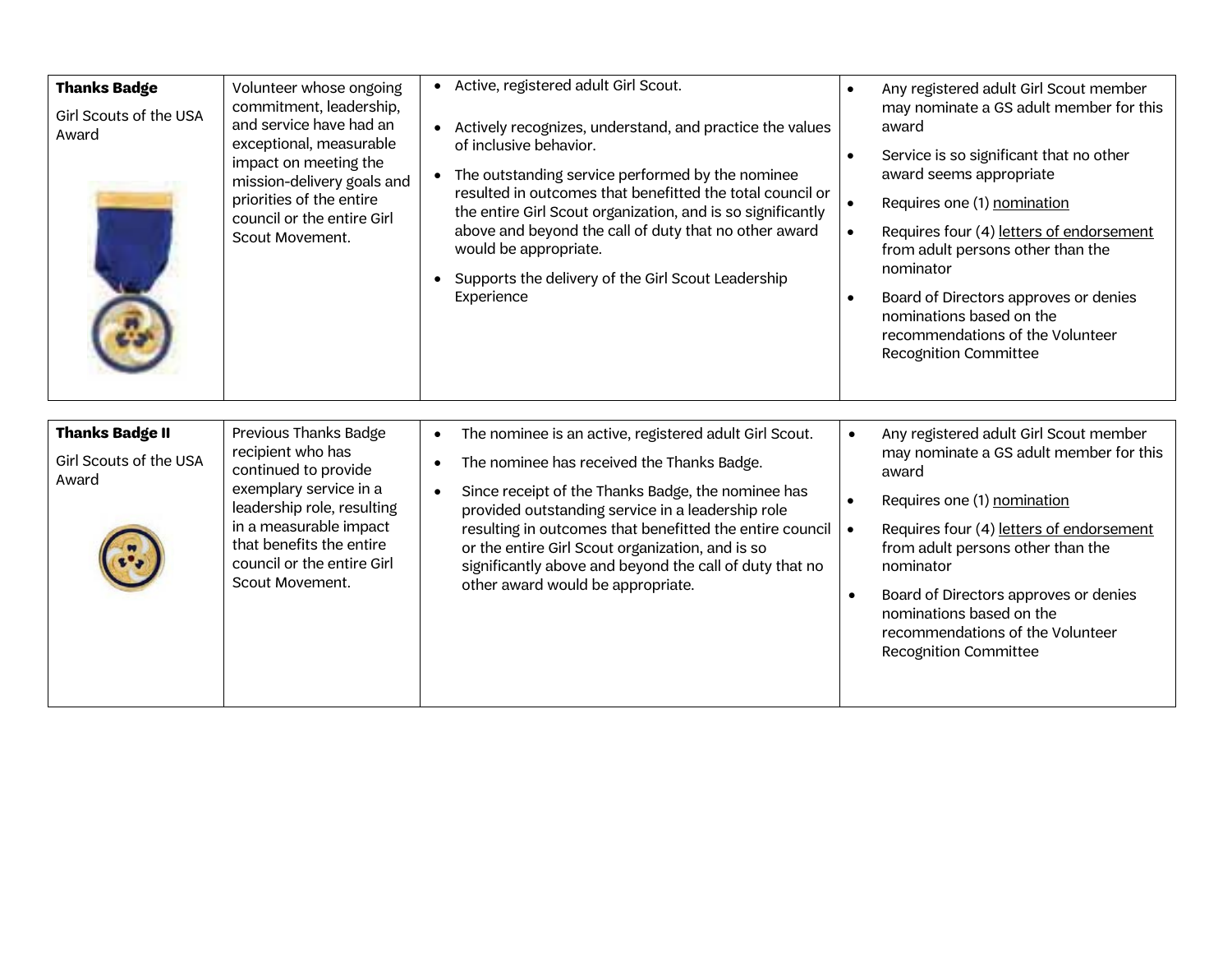| | | | |
|---|---|---|---|
| **Thanks Badge**<br><br>Girl Scouts of the USA Award | Volunteer whose ongoing commitment, leadership, and service have had an exceptional, measurable impact on meeting the mission-delivery goals and priorities of the entire council or the entire Girl Scout Movement. | • Active, registered adult Girl Scout.<br>• Actively recognizes, understand, and practice the values of inclusive behavior.<br>• The outstanding service performed by the nominee resulted in outcomes that benefitted the total council or the entire Girl Scout organization, and is so significantly above and beyond the call of duty that no other award would be appropriate.<br>• Supports the delivery of the Girl Scout Leadership Experience | • Any registered adult Girl Scout member may nominate a GS adult member for this award<br>• Service is so significant that no other award seems appropriate<br>• Requires one (1) nomination<br>• Requires four (4) letters of endorsement from adult persons other than the nominator<br>• Board of Directors approves or denies nominations based on the recommendations of the Volunteer Recognition Committee |
| **Thanks Badge II**<br><br>Girl Scouts of the USA Award | Previous Thanks Badge recipient who has continued to provide exemplary service in a leadership role, resulting in a measurable impact that benefits the entire council or the entire Girl Scout Movement. | • The nominee is an active, registered adult Girl Scout.<br>• The nominee has received the Thanks Badge.<br>• Since receipt of the Thanks Badge, the nominee has provided outstanding service in a leadership role resulting in outcomes that benefitted the entire council or the entire Girl Scout organization, and is so significantly above and beyond the call of duty that no other award would be appropriate. | • Any registered adult Girl Scout member may nominate a GS adult member for this award<br>• Requires one (1) nomination<br>• Requires four (4) letters of endorsement from adult persons other than the nominator<br>• Board of Directors approves or denies nominations based on the recommendations of the Volunteer Recognition Committee |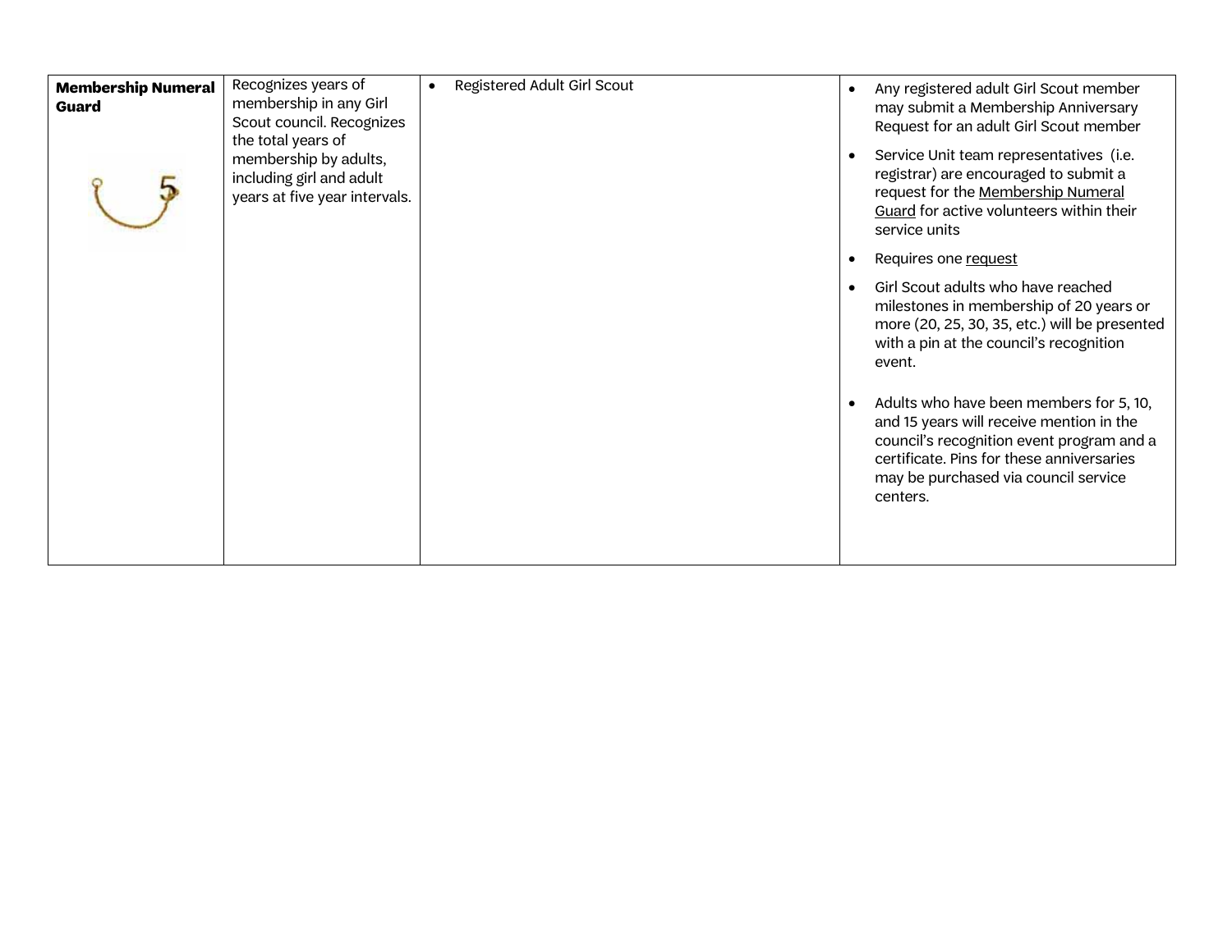| | | | |
|---|---|---|---|
| **Membership Numeral Guard** | Recognizes years of membership in any Girl Scout council. Recognizes the total years of membership by adults, including girl and adult years at five year intervals. | • Registered Adult Girl Scout | • Any registered adult Girl Scout member may submit a Membership Anniversary Request for an adult Girl Scout member<br>• Service Unit team representatives (i.e. registrar) are encouraged to submit a request for the Membership Numeral Guard for active volunteers within their service units<br>• Requires one request<br>• Girl Scout adults who have reached milestones in membership of 20 years or more (20, 25, 30, 35, etc.) will be presented with a pin at the council's recognition event.<br>• Adults who have been members for 5, 10, and 15 years will receive mention in the council's recognition event program and a certificate. Pins for these anniversaries may be purchased via council service centers. |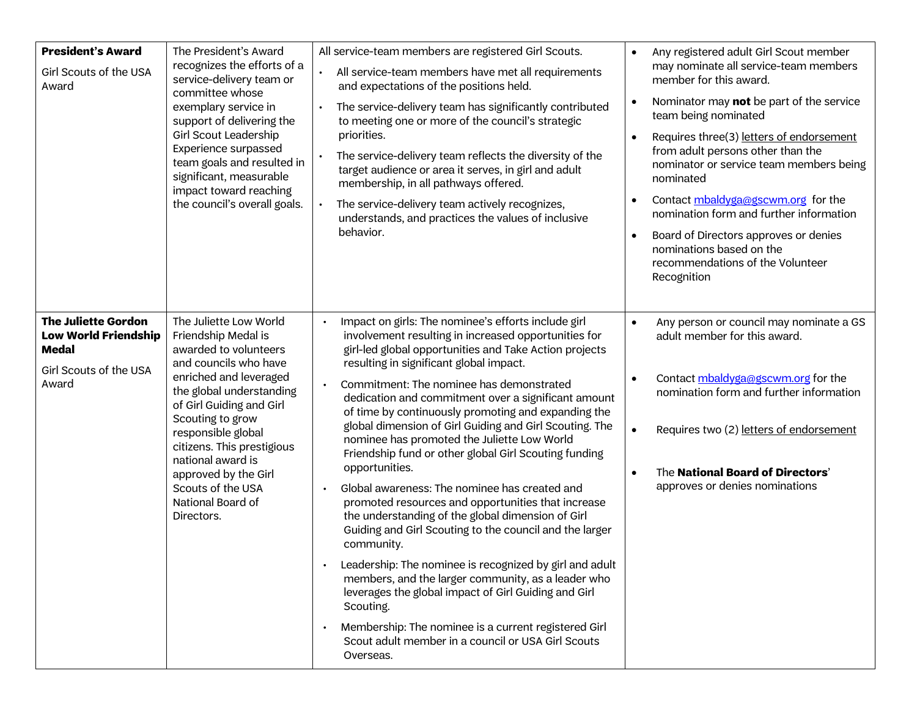| | | | |
|---|---|---|---|
| **President's Award**<br><br>Girl Scouts of the USA Award | The President's Award recognizes the efforts of a service-delivery team or committee whose exemplary service in support of delivering the Girl Scout Leadership Experience surpassed team goals and resulted in significant, measurable impact toward reaching the council's overall goals. | All service-team members are registered Girl Scouts.<br>• All service-team members have met all requirements and expectations of the positions held.<br>• The service-delivery team has significantly contributed to meeting one or more of the council's strategic priorities.<br>• The service-delivery team reflects the diversity of the target audience or area it serves, in girl and adult membership, in all pathways offered.<br>• The service-delivery team actively recognizes, understands, and practices the values of inclusive behavior. | • Any registered adult Girl Scout member may nominate all service-team members member for this award.<br>• Nominator may **not** be part of the service team being nominated<br>• Requires three(3) letters of endorsement from adult persons other than the nominator or service team members being nominated<br>• Contact mbaldyga@gscwm.org for the nomination form and further information<br>• Board of Directors approves or denies nominations based on the recommendations of the Volunteer Recognition |
| **The Juliette Gordon Low World Friendship Medal**<br><br>Girl Scouts of the USA Award | The Juliette Low World Friendship Medal is awarded to volunteers and councils who have enriched and leveraged the global understanding of Girl Guiding and Girl Scouting to grow responsible global citizens. This prestigious national award is approved by the Girl Scouts of the USA National Board of Directors. | • Impact on girls: The nominee's efforts include girl involvement resulting in increased opportunities for girl-led global opportunities and Take Action projects resulting in significant global impact.<br>• Commitment: The nominee has demonstrated dedication and commitment over a significant amount of time by continuously promoting and expanding the global dimension of Girl Guiding and Girl Scouting. The nominee has promoted the Juliette Low World Friendship fund or other global Girl Scouting funding opportunities.<br>• Global awareness: The nominee has created and promoted resources and opportunities that increase the understanding of the global dimension of Girl Guiding and Girl Scouting to the council and the larger community.<br>• Leadership: The nominee is recognized by girl and adult members, and the larger community, as a leader who leverages the global impact of Girl Guiding and Girl Scouting.<br>• Membership: The nominee is a current registered Girl Scout adult member in a council or USA Girl Scouts Overseas. | • Any person or council may nominate a GS adult member for this award.<br>• Contact mbaldyga@gscwm.org for the nomination form and further information<br>• Requires two (2) letters of endorsement<br>• The **National Board of Directors**' approves or denies nominations |